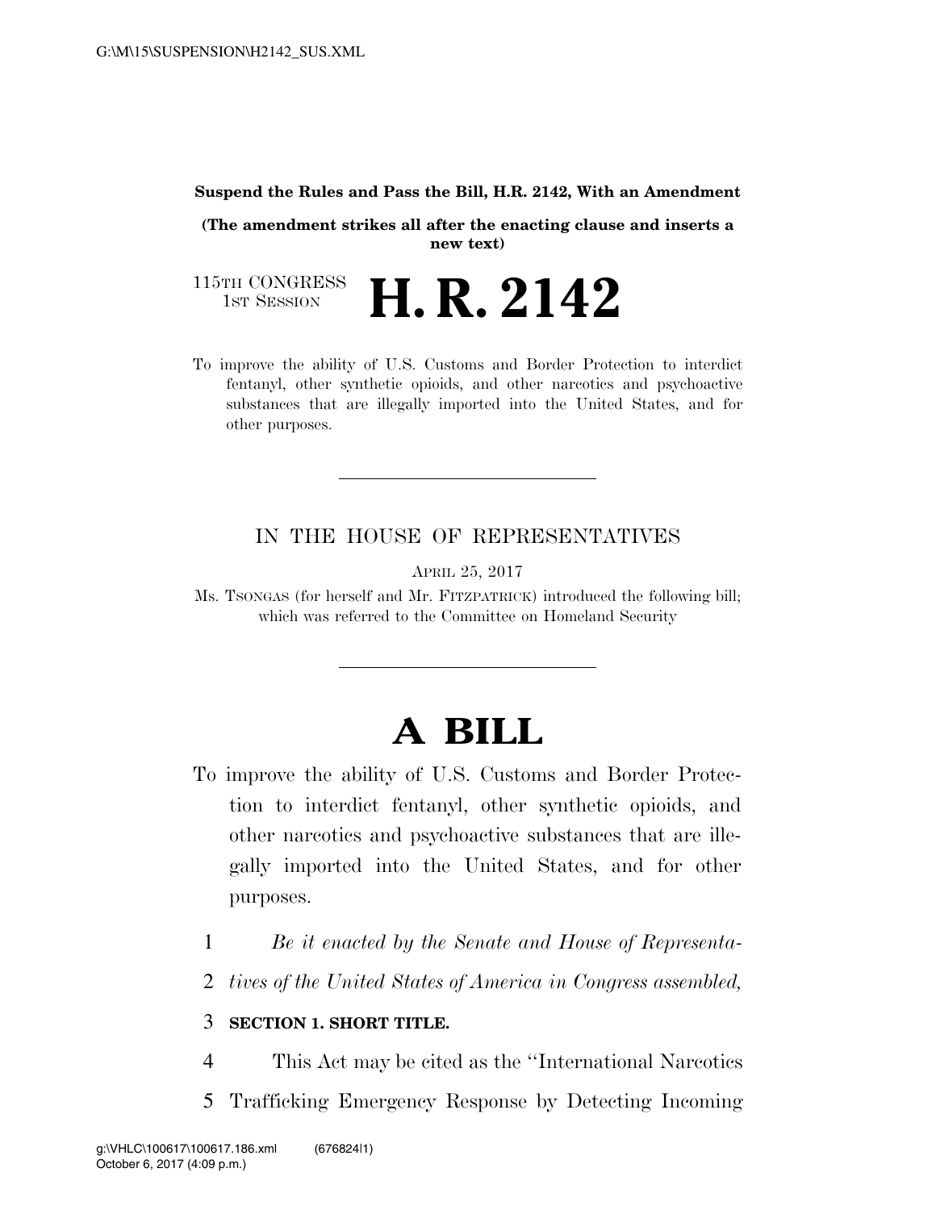**Suspend the Rules and Pass the Bill, H.R. 2142, With an Amendment**

**(The amendment strikes all after the enacting clause and inserts a new text)**

115TH CONGRESS
1ST SESSION

# H. R. 2142

To improve the ability of U.S. Customs and Border Protection to interdict fentanyl, other synthetic opioids, and other narcotics and psychoactive substances that are illegally imported into the United States, and for other purposes.

---

IN THE HOUSE OF REPRESENTATIVES

APRIL 25, 2017

Ms. TSONGAS (for herself and Mr. FITZPATRICK) introduced the following bill; which was referred to the Committee on Homeland Security

---

# A BILL

To improve the ability of U.S. Customs and Border Protection to interdict fentanyl, other synthetic opioids, and other narcotics and psychoactive substances that are illegally imported into the United States, and for other purposes.

1 *Be it enacted by the Senate and House of Representa-*
2 *tives of the United States of America in Congress assembled,*

3 **SECTION 1. SHORT TITLE.**

4 This Act may be cited as the ''International Narcotics
5 Trafficking Emergency Response by Detecting Incoming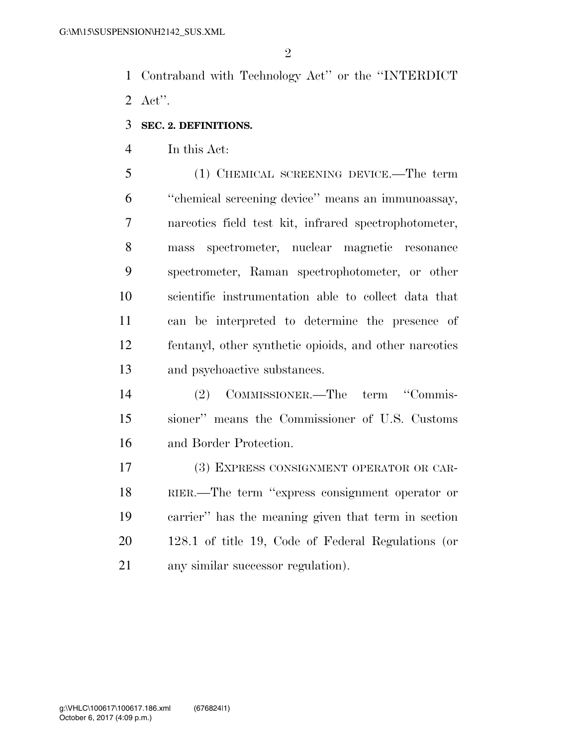Contraband with Technology Act'' or the ''INTERDICT Act''.

**SEC. 2. DEFINITIONS.**

In this Act:

(1) CHEMICAL SCREENING DEVICE.—The term ''chemical screening device'' means an immunoassay, narcotics field test kit, infrared spectrophotometer, mass spectrometer, nuclear magnetic resonance spectrometer, Raman spectrophotometer, or other scientific instrumentation able to collect data that can be interpreted to determine the presence of fentanyl, other synthetic opioids, and other narcotics and psychoactive substances.

(2) COMMISSIONER.—The term ''Commissioner'' means the Commissioner of U.S. Customs and Border Protection.

(3) EXPRESS CONSIGNMENT OPERATOR OR CARRIER.—The term ''express consignment operator or carrier'' has the meaning given that term in section 128.1 of title 19, Code of Federal Regulations (or any similar successor regulation).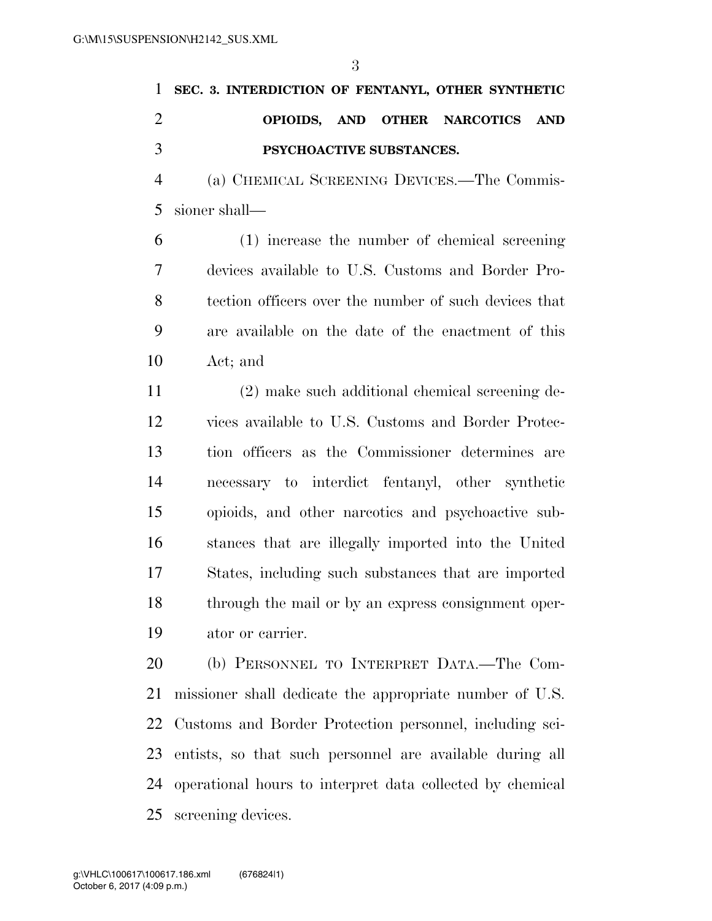## SEC. 3. INTERDICTION OF FENTANYL, OTHER SYNTHETIC OPIOIDS, AND OTHER NARCOTICS AND PSYCHOACTIVE SUBSTANCES.

(a) CHEMICAL SCREENING DEVICES.—The Commissioner shall—

(1) increase the number of chemical screening devices available to U.S. Customs and Border Protection officers over the number of such devices that are available on the date of the enactment of this Act; and

(2) make such additional chemical screening devices available to U.S. Customs and Border Protection officers as the Commissioner determines are necessary to interdict fentanyl, other synthetic opioids, and other narcotics and psychoactive substances that are illegally imported into the United States, including such substances that are imported through the mail or by an express consignment operator or carrier.

(b) PERSONNEL TO INTERPRET DATA.—The Commissioner shall dedicate the appropriate number of U.S. Customs and Border Protection personnel, including scientists, so that such personnel are available during all operational hours to interpret data collected by chemical screening devices.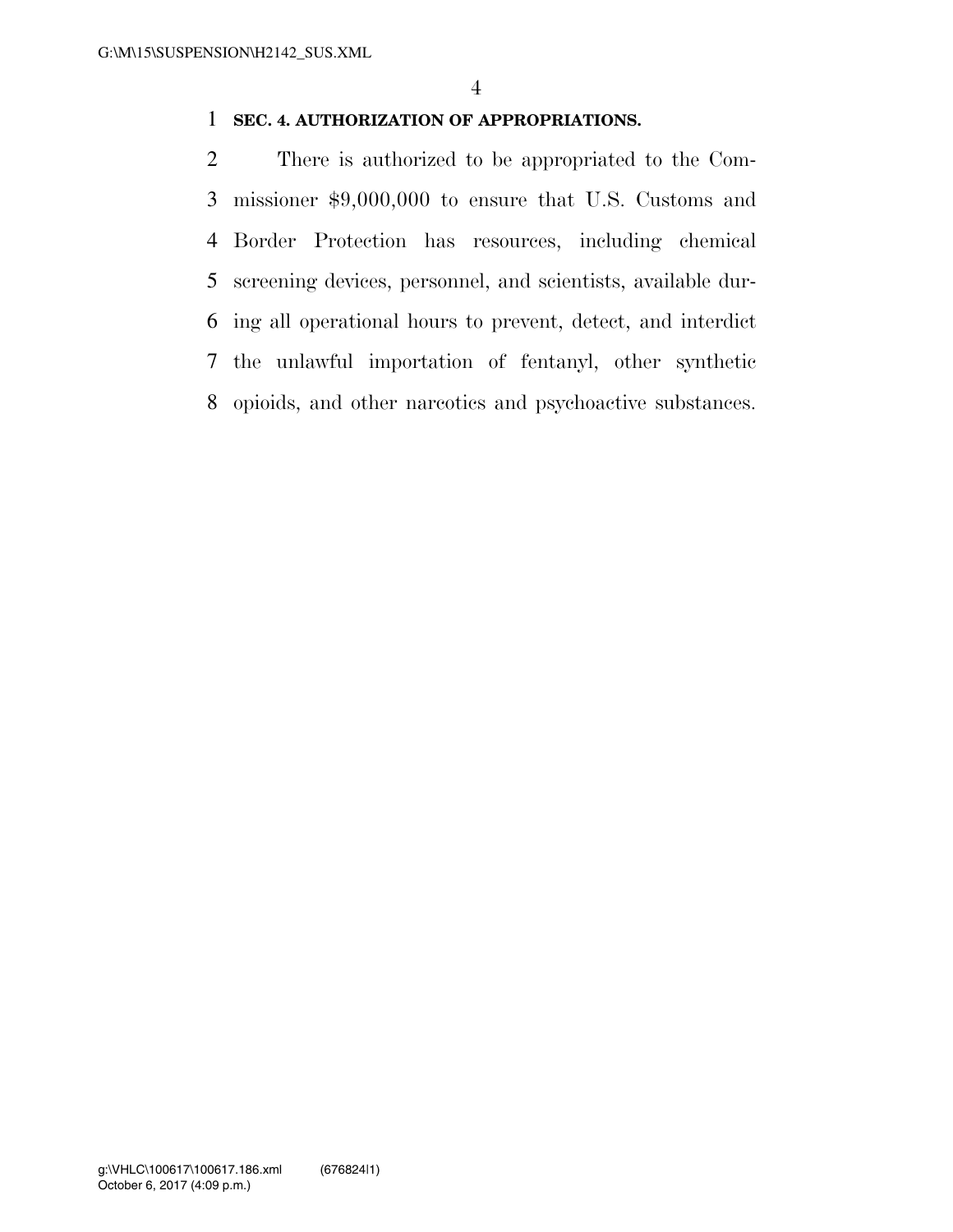**SEC. 4. AUTHORIZATION OF APPROPRIATIONS.**

There is authorized to be appropriated to the Commissioner $9,000,000 to ensure that U.S. Customs and Border Protection has resources, including chemical screening devices, personnel, and scientists, available during all operational hours to prevent, detect, and interdict the unlawful importation of fentanyl, other synthetic opioids, and other narcotics and psychoactive substances.